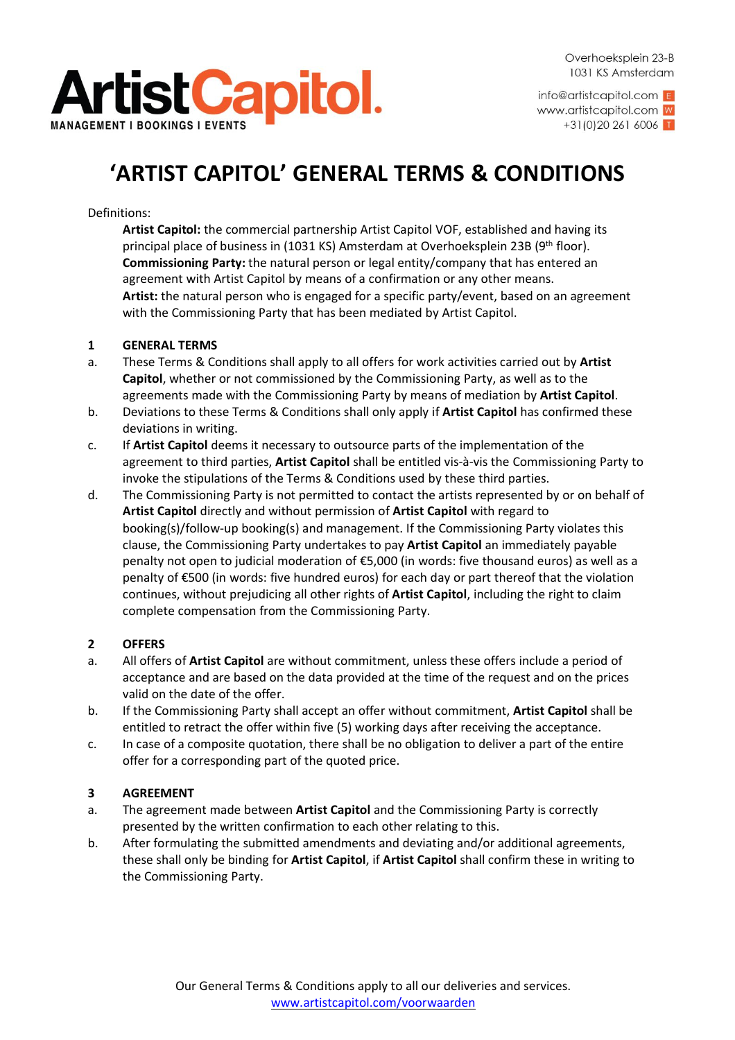# 'ARTIST CAPITOL' GENERAL TERMS & CONDITIONS

Definitions:

**Artist Capitol:** the commercial partnership Artist Capitol VOF, established and having its principal place of business in (1031 KS) Amsterdam at Overhoeksplein 23B (9th floor).
**Commissioning Party:** the natural person or legal entity/company that has entered an agreement with Artist Capitol by means of a confirmation or any other means.
**Artist:** the natural person who is engaged for a specific party/event, based on an agreement with the Commissioning Party that has been mediated by Artist Capitol.

## 1 GENERAL TERMS

a. These Terms & Conditions shall apply to all offers for work activities carried out by **Artist Capitol**, whether or not commissioned by the Commissioning Party, as well as to the agreements made with the Commissioning Party by means of mediation by **Artist Capitol**.

b. Deviations to these Terms & Conditions shall only apply if **Artist Capitol** has confirmed these deviations in writing.

c. If **Artist Capitol** deems it necessary to outsource parts of the implementation of the agreement to third parties, **Artist Capitol** shall be entitled vis-à-vis the Commissioning Party to invoke the stipulations of the Terms & Conditions used by these third parties.

d. The Commissioning Party is not permitted to contact the artists represented by or on behalf of **Artist Capitol** directly and without permission of **Artist Capitol** with regard to booking(s)/follow-up booking(s) and management. If the Commissioning Party violates this clause, the Commissioning Party undertakes to pay **Artist Capitol** an immediately payable penalty not open to judicial moderation of €5,000 (in words: five thousand euros) as well as a penalty of €500 (in words: five hundred euros) for each day or part thereof that the violation continues, without prejudicing all other rights of **Artist Capitol**, including the right to claim complete compensation from the Commissioning Party.

## 2 OFFERS

a. All offers of **Artist Capitol** are without commitment, unless these offers include a period of acceptance and are based on the data provided at the time of the request and on the prices valid on the date of the offer.

b. If the Commissioning Party shall accept an offer without commitment, **Artist Capitol** shall be entitled to retract the offer within five (5) working days after receiving the acceptance.

c. In case of a composite quotation, there shall be no obligation to deliver a part of the entire offer for a corresponding part of the quoted price.

## 3 AGREEMENT

a. The agreement made between **Artist Capitol** and the Commissioning Party is correctly presented by the written confirmation to each other relating to this.

b. After formulating the submitted amendments and deviating and/or additional agreements, these shall only be binding for **Artist Capitol**, if **Artist Capitol** shall confirm these in writing to the Commissioning Party.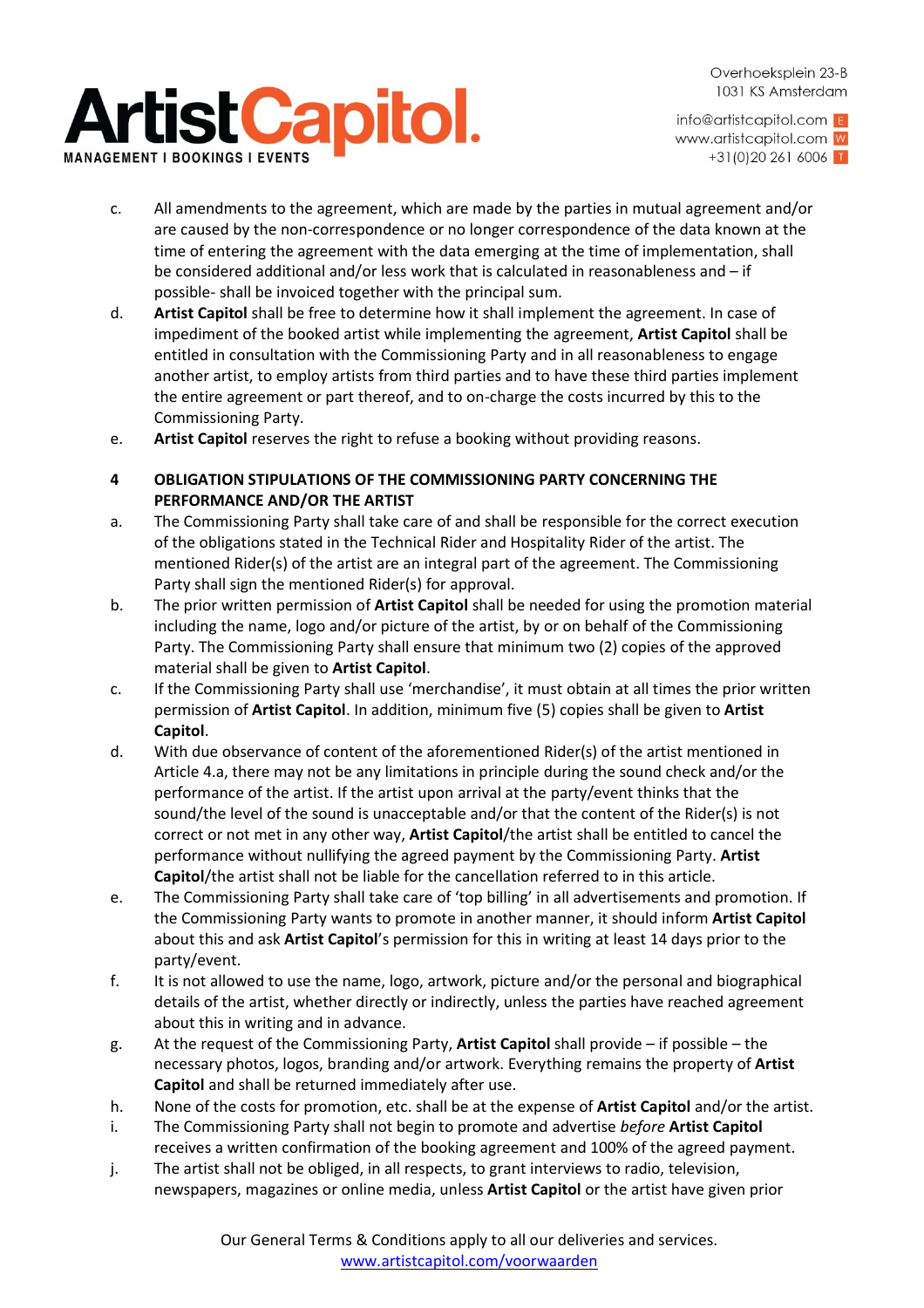c. All amendments to the agreement, which are made by the parties in mutual agreement and/or are caused by the non-correspondence or no longer correspondence of the data known at the time of entering the agreement with the data emerging at the time of implementation, shall be considered additional and/or less work that is calculated in reasonableness and – if possible- shall be invoiced together with the principal sum.

d. **Artist Capitol** shall be free to determine how it shall implement the agreement. In case of impediment of the booked artist while implementing the agreement, **Artist Capitol** shall be entitled in consultation with the Commissioning Party and in all reasonableness to engage another artist, to employ artists from third parties and to have these third parties implement the entire agreement or part thereof, and to on-charge the costs incurred by this to the Commissioning Party.

e. **Artist Capitol** reserves the right to refuse a booking without providing reasons.

## 4 OBLIGATION STIPULATIONS OF THE COMMISSIONING PARTY CONCERNING THE PERFORMANCE AND/OR THE ARTIST

a. The Commissioning Party shall take care of and shall be responsible for the correct execution of the obligations stated in the Technical Rider and Hospitality Rider of the artist. The mentioned Rider(s) of the artist are an integral part of the agreement. The Commissioning Party shall sign the mentioned Rider(s) for approval.

b. The prior written permission of **Artist Capitol** shall be needed for using the promotion material including the name, logo and/or picture of the artist, by or on behalf of the Commissioning Party. The Commissioning Party shall ensure that minimum two (2) copies of the approved material shall be given to **Artist Capitol**.

c. If the Commissioning Party shall use 'merchandise', it must obtain at all times the prior written permission of **Artist Capitol**. In addition, minimum five (5) copies shall be given to **Artist Capitol**.

d. With due observance of content of the aforementioned Rider(s) of the artist mentioned in Article 4.a, there may not be any limitations in principle during the sound check and/or the performance of the artist. If the artist upon arrival at the party/event thinks that the sound/the level of the sound is unacceptable and/or that the content of the Rider(s) is not correct or not met in any other way, **Artist Capitol**/the artist shall be entitled to cancel the performance without nullifying the agreed payment by the Commissioning Party. **Artist Capitol**/the artist shall not be liable for the cancellation referred to in this article.

e. The Commissioning Party shall take care of 'top billing' in all advertisements and promotion. If the Commissioning Party wants to promote in another manner, it should inform **Artist Capitol** about this and ask **Artist Capitol**'s permission for this in writing at least 14 days prior to the party/event.

f. It is not allowed to use the name, logo, artwork, picture and/or the personal and biographical details of the artist, whether directly or indirectly, unless the parties have reached agreement about this in writing and in advance.

g. At the request of the Commissioning Party, **Artist Capitol** shall provide – if possible – the necessary photos, logos, branding and/or artwork. Everything remains the property of **Artist Capitol** and shall be returned immediately after use.

h. None of the costs for promotion, etc. shall be at the expense of **Artist Capitol** and/or the artist.

i. The Commissioning Party shall not begin to promote and advertise *before* **Artist Capitol** receives a written confirmation of the booking agreement and 100% of the agreed payment.

j. The artist shall not be obliged, in all respects, to grant interviews to radio, television, newspapers, magazines or online media, unless **Artist Capitol** or the artist have given prior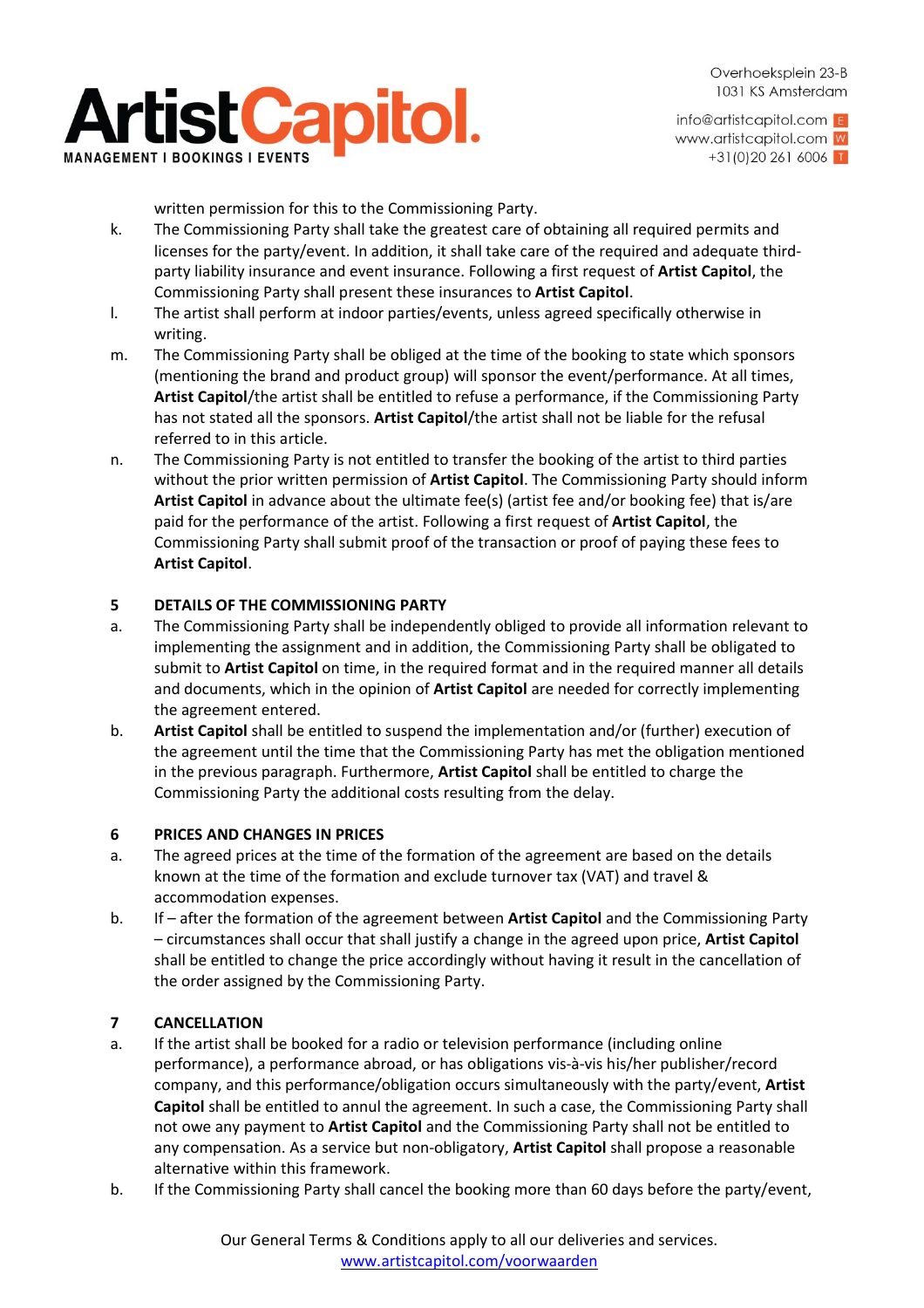written permission for this to the Commissioning Party.

k. The Commissioning Party shall take the greatest care of obtaining all required permits and licenses for the party/event. In addition, it shall take care of the required and adequate third-party liability insurance and event insurance. Following a first request of **Artist Capitol**, the Commissioning Party shall present these insurances to **Artist Capitol**.

l. The artist shall perform at indoor parties/events, unless agreed specifically otherwise in writing.

m. The Commissioning Party shall be obliged at the time of the booking to state which sponsors (mentioning the brand and product group) will sponsor the event/performance. At all times, **Artist Capitol**/the artist shall be entitled to refuse a performance, if the Commissioning Party has not stated all the sponsors. **Artist Capitol**/the artist shall not be liable for the refusal referred to in this article.

n. The Commissioning Party is not entitled to transfer the booking of the artist to third parties without the prior written permission of **Artist Capitol**. The Commissioning Party should inform **Artist Capitol** in advance about the ultimate fee(s) (artist fee and/or booking fee) that is/are paid for the performance of the artist. Following a first request of **Artist Capitol**, the Commissioning Party shall submit proof of the transaction or proof of paying these fees to **Artist Capitol**.

## 5 DETAILS OF THE COMMISSIONING PARTY

a. The Commissioning Party shall be independently obliged to provide all information relevant to implementing the assignment and in addition, the Commissioning Party shall be obligated to submit to **Artist Capitol** on time, in the required format and in the required manner all details and documents, which in the opinion of **Artist Capitol** are needed for correctly implementing the agreement entered.

b. **Artist Capitol** shall be entitled to suspend the implementation and/or (further) execution of the agreement until the time that the Commissioning Party has met the obligation mentioned in the previous paragraph. Furthermore, **Artist Capitol** shall be entitled to charge the Commissioning Party the additional costs resulting from the delay.

## 6 PRICES AND CHANGES IN PRICES

a. The agreed prices at the time of the formation of the agreement are based on the details known at the time of the formation and exclude turnover tax (VAT) and travel & accommodation expenses.

b. If – after the formation of the agreement between **Artist Capitol** and the Commissioning Party – circumstances shall occur that shall justify a change in the agreed upon price, **Artist Capitol** shall be entitled to change the price accordingly without having it result in the cancellation of the order assigned by the Commissioning Party.

## 7 CANCELLATION

a. If the artist shall be booked for a radio or television performance (including online performance), a performance abroad, or has obligations vis-à-vis his/her publisher/record company, and this performance/obligation occurs simultaneously with the party/event, **Artist Capitol** shall be entitled to annul the agreement. In such a case, the Commissioning Party shall not owe any payment to **Artist Capitol** and the Commissioning Party shall not be entitled to any compensation. As a service but non-obligatory, **Artist Capitol** shall propose a reasonable alternative within this framework.

b. If the Commissioning Party shall cancel the booking more than 60 days before the party/event,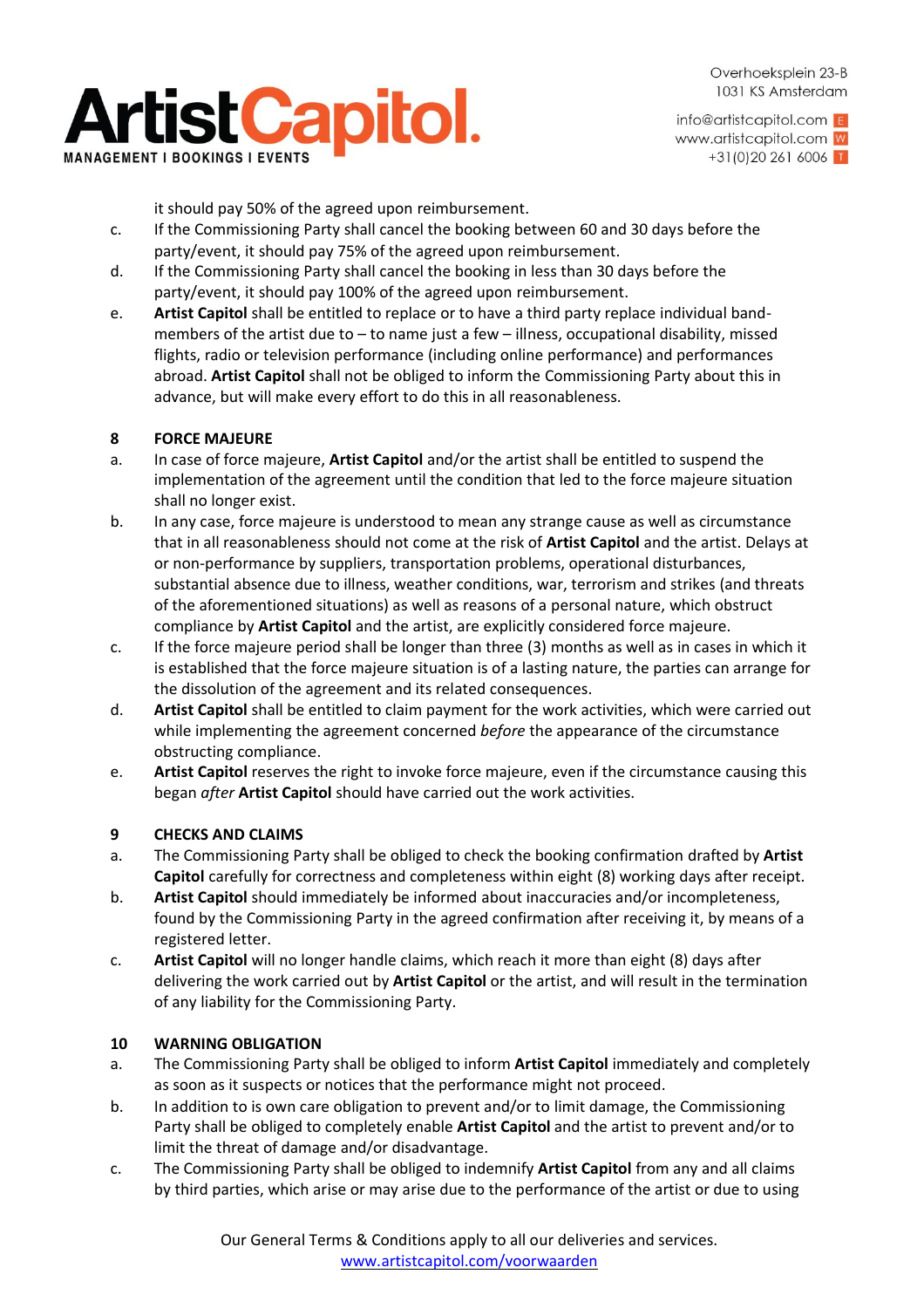it should pay 50% of the agreed upon reimbursement.

c. If the Commissioning Party shall cancel the booking between 60 and 30 days before the party/event, it should pay 75% of the agreed upon reimbursement.

d. If the Commissioning Party shall cancel the booking in less than 30 days before the party/event, it should pay 100% of the agreed upon reimbursement.

e. **Artist Capitol** shall be entitled to replace or to have a third party replace individual band-members of the artist due to – to name just a few – illness, occupational disability, missed flights, radio or television performance (including online performance) and performances abroad. **Artist Capitol** shall not be obliged to inform the Commissioning Party about this in advance, but will make every effort to do this in all reasonableness.

## 8 FORCE MAJEURE

a. In case of force majeure, **Artist Capitol** and/or the artist shall be entitled to suspend the implementation of the agreement until the condition that led to the force majeure situation shall no longer exist.

b. In any case, force majeure is understood to mean any strange cause as well as circumstance that in all reasonableness should not come at the risk of **Artist Capitol** and the artist. Delays at or non-performance by suppliers, transportation problems, operational disturbances, substantial absence due to illness, weather conditions, war, terrorism and strikes (and threats of the aforementioned situations) as well as reasons of a personal nature, which obstruct compliance by **Artist Capitol** and the artist, are explicitly considered force majeure.

c. If the force majeure period shall be longer than three (3) months as well as in cases in which it is established that the force majeure situation is of a lasting nature, the parties can arrange for the dissolution of the agreement and its related consequences.

d. **Artist Capitol** shall be entitled to claim payment for the work activities, which were carried out while implementing the agreement concerned *before* the appearance of the circumstance obstructing compliance.

e. **Artist Capitol** reserves the right to invoke force majeure, even if the circumstance causing this began *after* **Artist Capitol** should have carried out the work activities.

## 9 CHECKS AND CLAIMS

a. The Commissioning Party shall be obliged to check the booking confirmation drafted by **Artist Capitol** carefully for correctness and completeness within eight (8) working days after receipt.

b. **Artist Capitol** should immediately be informed about inaccuracies and/or incompleteness, found by the Commissioning Party in the agreed confirmation after receiving it, by means of a registered letter.

c. **Artist Capitol** will no longer handle claims, which reach it more than eight (8) days after delivering the work carried out by **Artist Capitol** or the artist, and will result in the termination of any liability for the Commissioning Party.

## 10 WARNING OBLIGATION

a. The Commissioning Party shall be obliged to inform **Artist Capitol** immediately and completely as soon as it suspects or notices that the performance might not proceed.

b. In addition to is own care obligation to prevent and/or to limit damage, the Commissioning Party shall be obliged to completely enable **Artist Capitol** and the artist to prevent and/or to limit the threat of damage and/or disadvantage.

c. The Commissioning Party shall be obliged to indemnify **Artist Capitol** from any and all claims by third parties, which arise or may arise due to the performance of the artist or due to using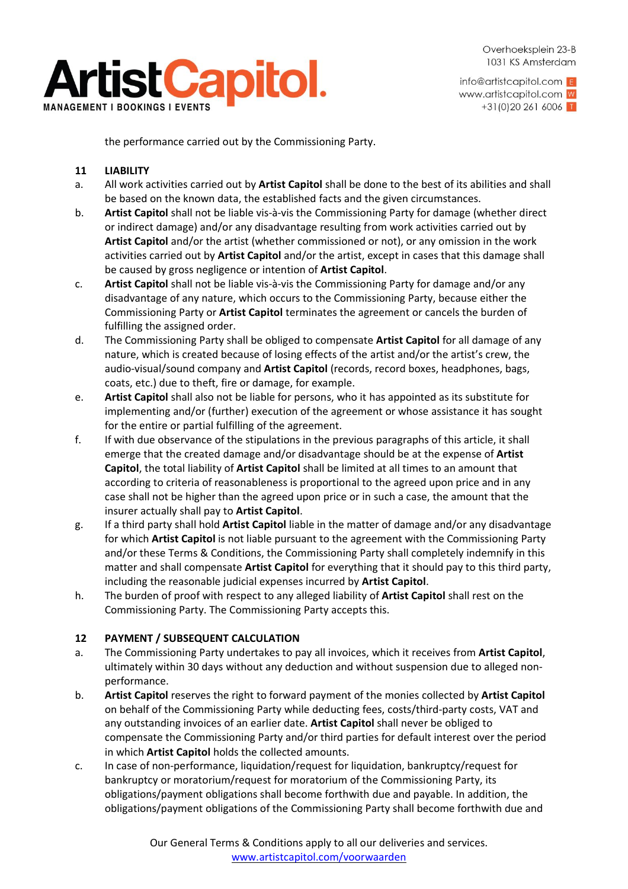the performance carried out by the Commissioning Party.

## 11 LIABILITY

a. All work activities carried out by **Artist Capitol** shall be done to the best of its abilities and shall be based on the known data, the established facts and the given circumstances.

b. **Artist Capitol** shall not be liable vis-à-vis the Commissioning Party for damage (whether direct or indirect damage) and/or any disadvantage resulting from work activities carried out by **Artist Capitol** and/or the artist (whether commissioned or not), or any omission in the work activities carried out by **Artist Capitol** and/or the artist, except in cases that this damage shall be caused by gross negligence or intention of **Artist Capitol**.

c. **Artist Capitol** shall not be liable vis-à-vis the Commissioning Party for damage and/or any disadvantage of any nature, which occurs to the Commissioning Party, because either the Commissioning Party or **Artist Capitol** terminates the agreement or cancels the burden of fulfilling the assigned order.

d. The Commissioning Party shall be obliged to compensate **Artist Capitol** for all damage of any nature, which is created because of losing effects of the artist and/or the artist's crew, the audio-visual/sound company and **Artist Capitol** (records, record boxes, headphones, bags, coats, etc.) due to theft, fire or damage, for example.

e. **Artist Capitol** shall also not be liable for persons, who it has appointed as its substitute for implementing and/or (further) execution of the agreement or whose assistance it has sought for the entire or partial fulfilling of the agreement.

f. If with due observance of the stipulations in the previous paragraphs of this article, it shall emerge that the created damage and/or disadvantage should be at the expense of **Artist Capitol**, the total liability of **Artist Capitol** shall be limited at all times to an amount that according to criteria of reasonableness is proportional to the agreed upon price and in any case shall not be higher than the agreed upon price or in such a case, the amount that the insurer actually shall pay to **Artist Capitol**.

g. If a third party shall hold **Artist Capitol** liable in the matter of damage and/or any disadvantage for which **Artist Capitol** is not liable pursuant to the agreement with the Commissioning Party and/or these Terms & Conditions, the Commissioning Party shall completely indemnify in this matter and shall compensate **Artist Capitol** for everything that it should pay to this third party, including the reasonable judicial expenses incurred by **Artist Capitol**.

h. The burden of proof with respect to any alleged liability of **Artist Capitol** shall rest on the Commissioning Party. The Commissioning Party accepts this.

## 12 PAYMENT / SUBSEQUENT CALCULATION

a. The Commissioning Party undertakes to pay all invoices, which it receives from **Artist Capitol**, ultimately within 30 days without any deduction and without suspension due to alleged non-performance.

b. **Artist Capitol** reserves the right to forward payment of the monies collected by **Artist Capitol** on behalf of the Commissioning Party while deducting fees, costs/third-party costs, VAT and any outstanding invoices of an earlier date. **Artist Capitol** shall never be obliged to compensate the Commissioning Party and/or third parties for default interest over the period in which **Artist Capitol** holds the collected amounts.

c. In case of non-performance, liquidation/request for liquidation, bankruptcy/request for bankruptcy or moratorium/request for moratorium of the Commissioning Party, its obligations/payment obligations shall become forthwith due and payable. In addition, the obligations/payment obligations of the Commissioning Party shall become forthwith due and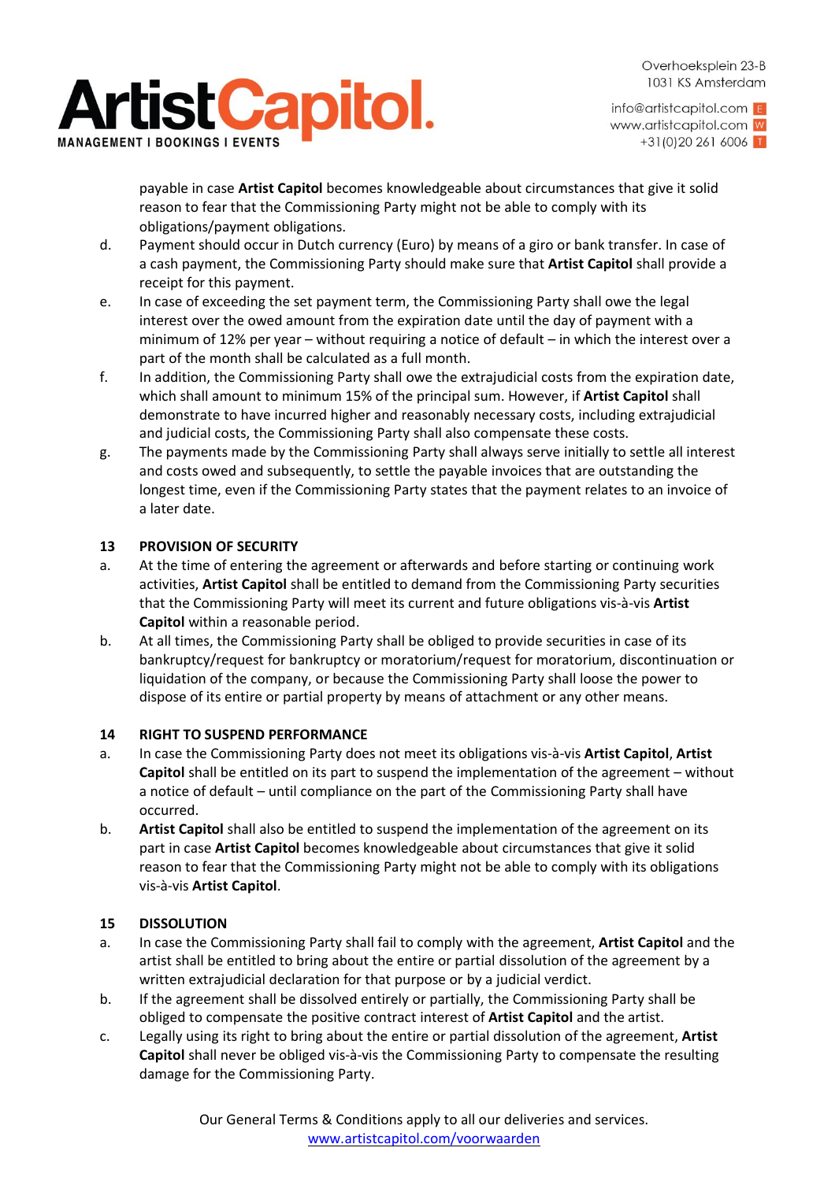payable in case **Artist Capitol** becomes knowledgeable about circumstances that give it solid reason to fear that the Commissioning Party might not be able to comply with its obligations/payment obligations.

d. Payment should occur in Dutch currency (Euro) by means of a giro or bank transfer. In case of a cash payment, the Commissioning Party should make sure that **Artist Capitol** shall provide a receipt for this payment.

e. In case of exceeding the set payment term, the Commissioning Party shall owe the legal interest over the owed amount from the expiration date until the day of payment with a minimum of 12% per year – without requiring a notice of default – in which the interest over a part of the month shall be calculated as a full month.

f. In addition, the Commissioning Party shall owe the extrajudicial costs from the expiration date, which shall amount to minimum 15% of the principal sum. However, if **Artist Capitol** shall demonstrate to have incurred higher and reasonably necessary costs, including extrajudicial and judicial costs, the Commissioning Party shall also compensate these costs.

g. The payments made by the Commissioning Party shall always serve initially to settle all interest and costs owed and subsequently, to settle the payable invoices that are outstanding the longest time, even if the Commissioning Party states that the payment relates to an invoice of a later date.

## 13 PROVISION OF SECURITY

a. At the time of entering the agreement or afterwards and before starting or continuing work activities, **Artist Capitol** shall be entitled to demand from the Commissioning Party securities that the Commissioning Party will meet its current and future obligations vis-à-vis **Artist Capitol** within a reasonable period.

b. At all times, the Commissioning Party shall be obliged to provide securities in case of its bankruptcy/request for bankruptcy or moratorium/request for moratorium, discontinuation or liquidation of the company, or because the Commissioning Party shall loose the power to dispose of its entire or partial property by means of attachment or any other means.

## 14 RIGHT TO SUSPEND PERFORMANCE

a. In case the Commissioning Party does not meet its obligations vis-à-vis **Artist Capitol**, **Artist Capitol** shall be entitled on its part to suspend the implementation of the agreement – without a notice of default – until compliance on the part of the Commissioning Party shall have occurred.

b. **Artist Capitol** shall also be entitled to suspend the implementation of the agreement on its part in case **Artist Capitol** becomes knowledgeable about circumstances that give it solid reason to fear that the Commissioning Party might not be able to comply with its obligations vis-à-vis **Artist Capitol**.

## 15 DISSOLUTION

a. In case the Commissioning Party shall fail to comply with the agreement, **Artist Capitol** and the artist shall be entitled to bring about the entire or partial dissolution of the agreement by a written extrajudicial declaration for that purpose or by a judicial verdict.

b. If the agreement shall be dissolved entirely or partially, the Commissioning Party shall be obliged to compensate the positive contract interest of **Artist Capitol** and the artist.

c. Legally using its right to bring about the entire or partial dissolution of the agreement, **Artist Capitol** shall never be obliged vis-à-vis the Commissioning Party to compensate the resulting damage for the Commissioning Party.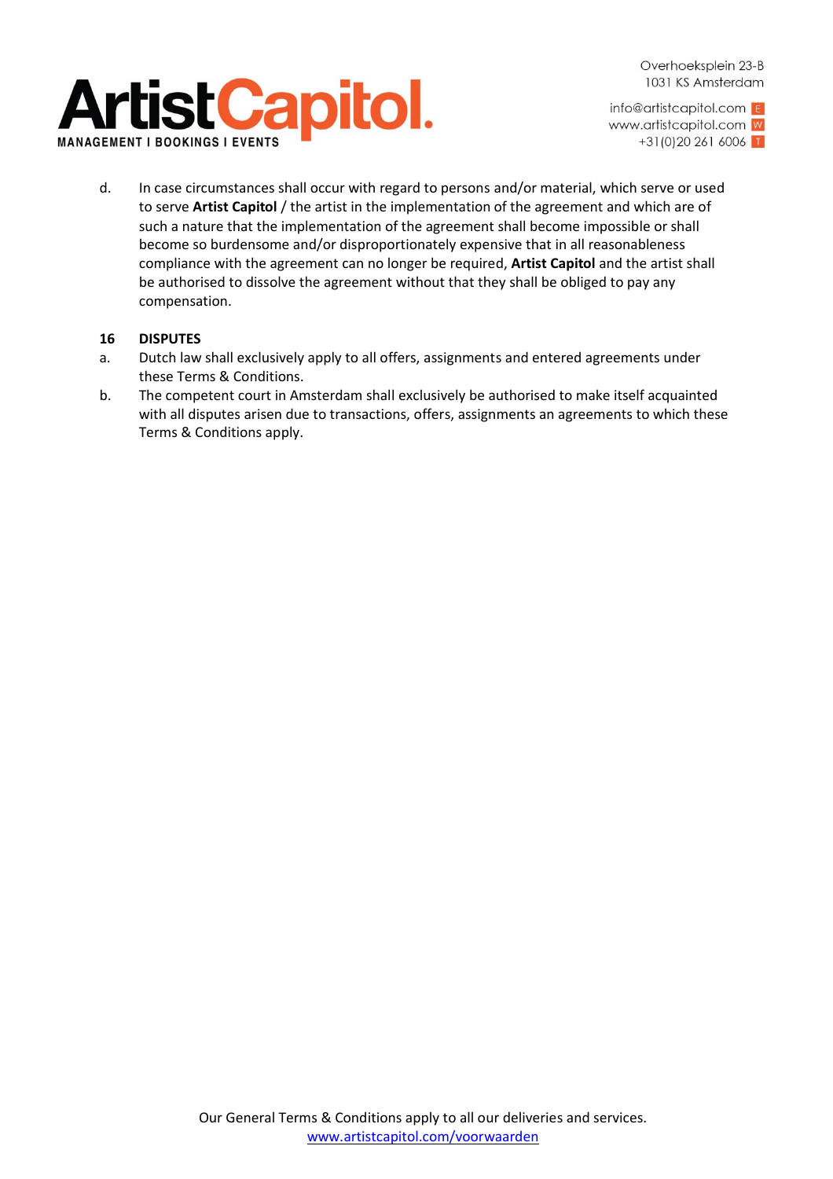d. In case circumstances shall occur with regard to persons and/or material, which serve or used to serve **Artist Capitol** / the artist in the implementation of the agreement and which are of such a nature that the implementation of the agreement shall become impossible or shall become so burdensome and/or disproportionately expensive that in all reasonableness compliance with the agreement can no longer be required, **Artist Capitol** and the artist shall be authorised to dissolve the agreement without that they shall be obliged to pay any compensation.

## 16 DISPUTES

a. Dutch law shall exclusively apply to all offers, assignments and entered agreements under these Terms & Conditions.

b. The competent court in Amsterdam shall exclusively be authorised to make itself acquainted with all disputes arisen due to transactions, offers, assignments an agreements to which these Terms & Conditions apply.